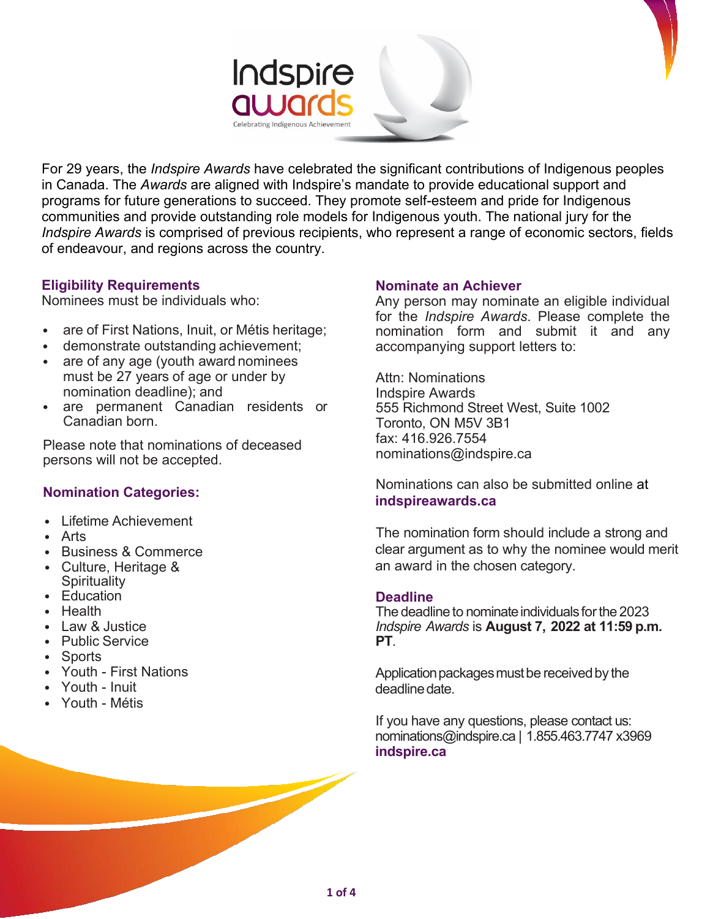Indspire awards

Celebrating Indigenous Achievement

For 29 years, the *Indspire Awards* have celebrated the significant contributions of Indigenous peoples in Canada. The *Awards* are aligned with Indspire's mandate to provide educational support and programs for future generations to succeed. They promote self-esteem and pride for Indigenous communities and provide outstanding role models for Indigenous youth. The national jury for the *Indspire Awards* is comprised of previous recipients, who represent a range of economic sectors, fields of endeavour, and regions across the country.

## Eligibility Requirements

Nominees must be individuals who:

- are of First Nations, Inuit, or Métis heritage;
- demonstrate outstanding achievement;
- are of any age (youth award nominees must be 27 years of age or under by nomination deadline); and
- are permanent Canadian residents or Canadian born.

Please note that nominations of deceased persons will not be accepted.

## Nomination Categories:

- Lifetime Achievement
- Arts
- Business & Commerce
- Culture, Heritage & Spirituality
- Education
- Health
- Law & Justice
- Public Service
- Sports
- Youth - First Nations
- Youth - Inuit
- Youth - Métis

## Nominate an Achiever

Any person may nominate an eligible individual for the *Indspire Awards*. Please complete the nomination form and submit it and any accompanying support letters to:

Attn: Nominations
Indspire Awards
555 Richmond Street West, Suite 1002
Toronto, ON M5V 3B1
fax: 416.926.7554
nominations@indspire.ca

Nominations can also be submitted online at **indspireawards.ca**

The nomination form should include a strong and clear argument as to why the nominee would merit an award in the chosen category.

## Deadline

The deadline to nominate individuals for the 2023 *Indspire Awards* is **August 7, 2022 at 11:59 p.m. PT**.

Application packages must be received by the deadline date.

If you have any questions, please contact us:
nominations@indspire.ca | 1.855.463.7747 x3969
**indspire.ca**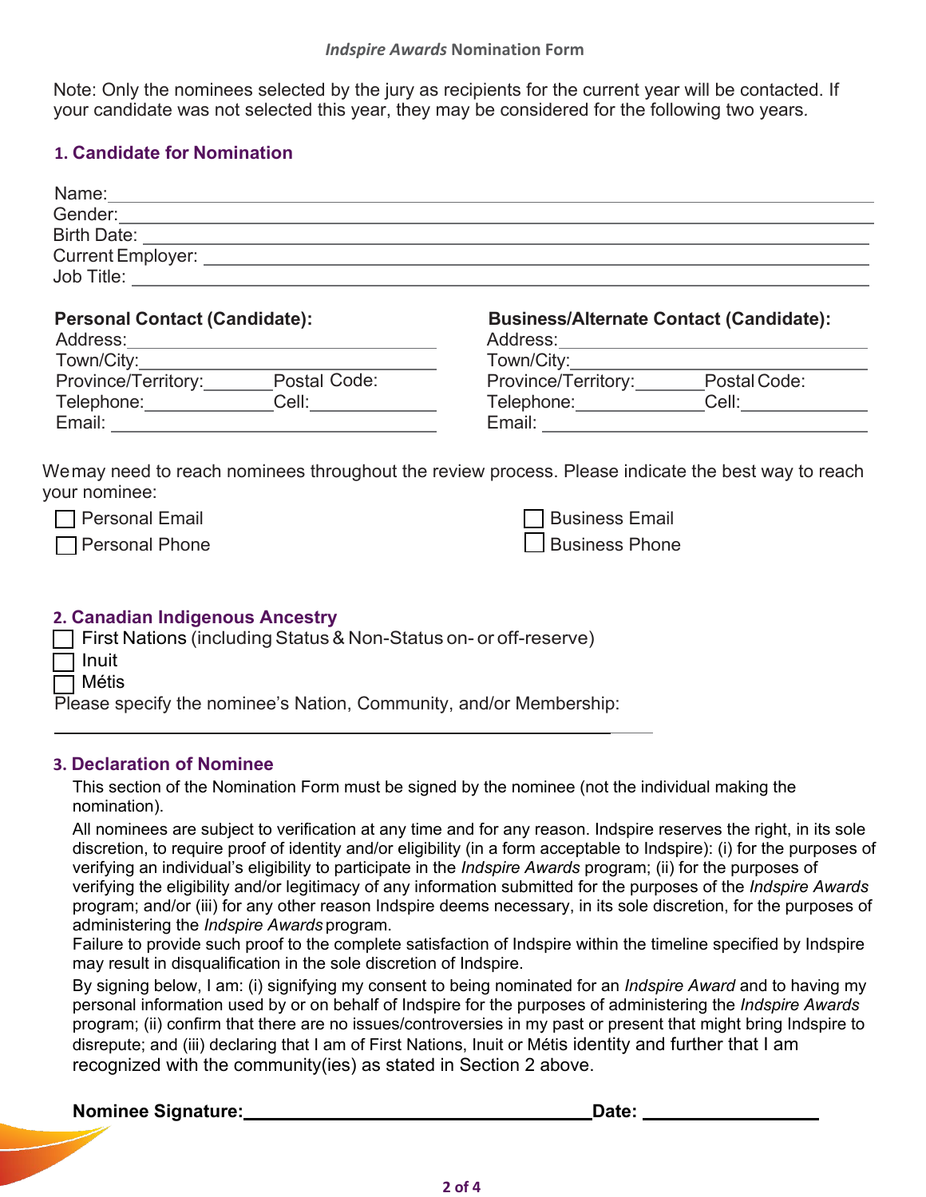*Indspire Awards* Nomination Form

Note: Only the nominees selected by the jury as recipients for the current year will be contacted. If your candidate was not selected this year, they may be considered for the following two years.

## 1. Candidate for Nomination

Name: ______________________________

Gender: ______________________________

Birth Date: ______________________________

Current Employer: ______________________________

Job Title: ______________________________

**Personal Contact (Candidate):**

Address: ______________________________

Town/City: ______________________________

Province/Territory: __________ Postal Code: __________

Telephone: __________ Cell: __________

Email: ______________________________

**Business/Alternate Contact (Candidate):**

Address: ______________________________

Town/City: ______________________________

Province/Territory: __________ Postal Code: __________

Telephone: __________ Cell: __________

Email: ______________________________

We may need to reach nominees throughout the review process. Please indicate the best way to reach your nominee:

- ☐ Personal Email
- ☐ Personal Phone
- ☐ Business Email
- ☐ Business Phone

## 2. Canadian Indigenous Ancestry

- ☐ First Nations (including Status & Non-Status on- or off-reserve)
- ☐ Inuit
- ☐ Métis

Please specify the nominee's Nation, Community, and/or Membership:

______________________________

## 3. Declaration of Nominee

This section of the Nomination Form must be signed by the nominee (not the individual making the nomination).

All nominees are subject to verification at any time and for any reason. Indspire reserves the right, in its sole discretion, to require proof of identity and/or eligibility (in a form acceptable to Indspire): (i) for the purposes of verifying an individual's eligibility to participate in the *Indspire Awards* program; (ii) for the purposes of verifying the eligibility and/or legitimacy of any information submitted for the purposes of the *Indspire Awards* program; and/or (iii) for any other reason Indspire deems necessary, in its sole discretion, for the purposes of administering the *Indspire Awards* program.

Failure to provide such proof to the complete satisfaction of Indspire within the timeline specified by Indspire may result in disqualification in the sole discretion of Indspire.

By signing below, I am: (i) signifying my consent to being nominated for an *Indspire Award* and to having my personal information used by or on behalf of Indspire for the purposes of administering the *Indspire Awards* program; (ii) confirm that there are no issues/controversies in my past or present that might bring Indspire to disrepute; and (iii) declaring that I am of First Nations, Inuit or Métis identity and further that I am recognized with the community(ies) as stated in Section 2 above.

**Nominee Signature:** ______________________________ **Date:** __________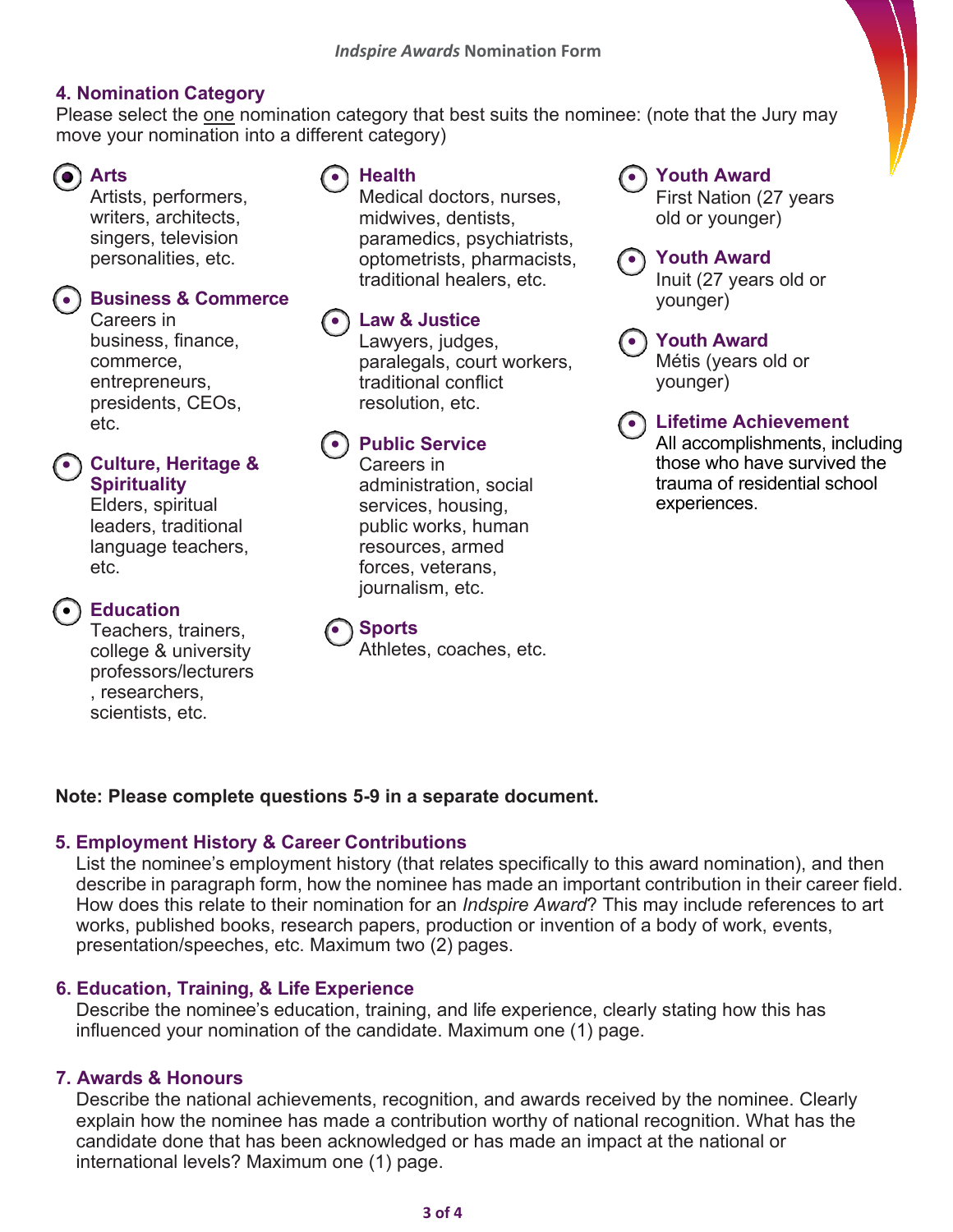## 4. Nomination Category

Please select the one nomination category that best suits the nominee: (note that the Jury may move your nomination into a different category)

- **Arts** – Artists, performers, writers, architects, singers, television personalities, etc.
- **Business & Commerce** – Careers in business, finance, commerce, entrepreneurs, presidents, CEOs, etc.
- **Culture, Heritage & Spirituality** – Elders, spiritual leaders, traditional language teachers, etc.
- **Education** – Teachers, trainers, college & university professors/lecturers , researchers, scientists, etc.
- **Health** – Medical doctors, nurses, midwives, dentists, paramedics, psychiatrists, optometrists, pharmacists, traditional healers, etc.
- **Law & Justice** – Lawyers, judges, paralegals, court workers, traditional conflict resolution, etc.
- **Public Service** – Careers in administration, social services, housing, public works, human resources, armed forces, veterans, journalism, etc.
- **Sports** – Athletes, coaches, etc.
- **Youth Award** – First Nation (27 years old or younger)
- **Youth Award** – Inuit (27 years old or younger)
- **Youth Award** – Métis (years old or younger)
- **Lifetime Achievement** – All accomplishments, including those who have survived the trauma of residential school experiences.

**Note: Please complete questions 5-9 in a separate document.**

## 5. Employment History & Career Contributions

List the nominee's employment history (that relates specifically to this award nomination), and then describe in paragraph form, how the nominee has made an important contribution in their career field. How does this relate to their nomination for an *Indspire Award*? This may include references to art works, published books, research papers, production or invention of a body of work, events, presentation/speeches, etc. Maximum two (2) pages.

## 6. Education, Training, & Life Experience

Describe the nominee's education, training, and life experience, clearly stating how this has influenced your nomination of the candidate. Maximum one (1) page.

## 7. Awards & Honours

Describe the national achievements, recognition, and awards received by the nominee. Clearly explain how the nominee has made a contribution worthy of national recognition. What has the candidate done that has been acknowledged or has made an impact at the national or international levels? Maximum one (1) page.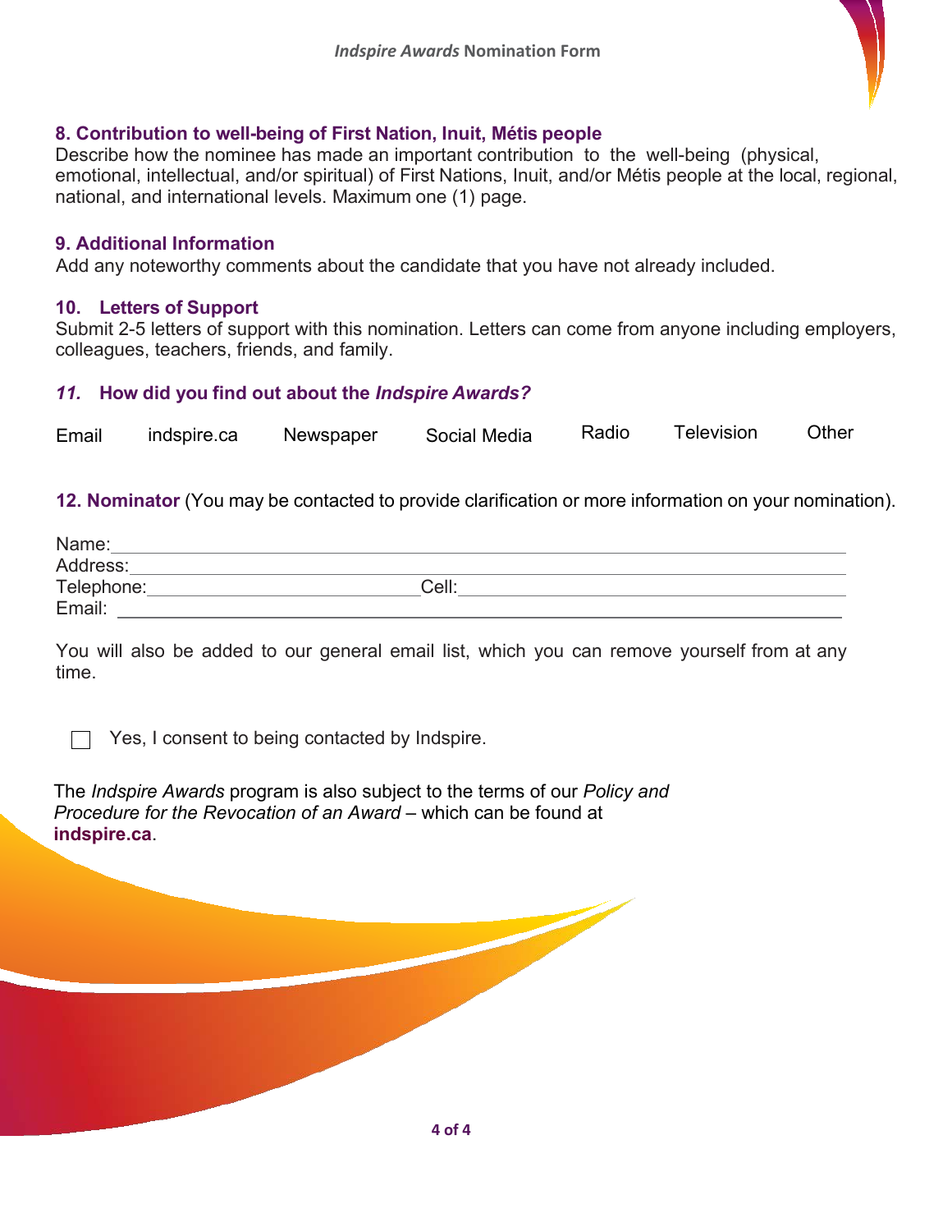## 8. Contribution to well-being of First Nation, Inuit, Métis people

Describe how the nominee has made an important contribution to the well-being (physical, emotional, intellectual, and/or spiritual) of First Nations, Inuit, and/or Métis people at the local, regional, national, and international levels. Maximum one (1) page.

## 9. Additional Information

Add any noteworthy comments about the candidate that you have not already included.

## 10. Letters of Support

Submit 2-5 letters of support with this nomination. Letters can come from anyone including employers, colleagues, teachers, friends, and family.

## *11.* How did you find out about the *Indspire Awards?*

Email    indspire.ca    Newspaper    Social Media    Radio    Television    Other

## 12. Nominator

(You may be contacted to provide clarification or more information on your nomination).

Name: ______________________________

Address: ______________________________

Telephone: ______________________________ Cell: ______________________________

Email: ______________________________

You will also be added to our general email list, which you can remove yourself from at any time.

☐ Yes, I consent to being contacted by Indspire.

The *Indspire Awards* program is also subject to the terms of our *Policy and Procedure for the Revocation of an Award* – which can be found at **indspire.ca**.